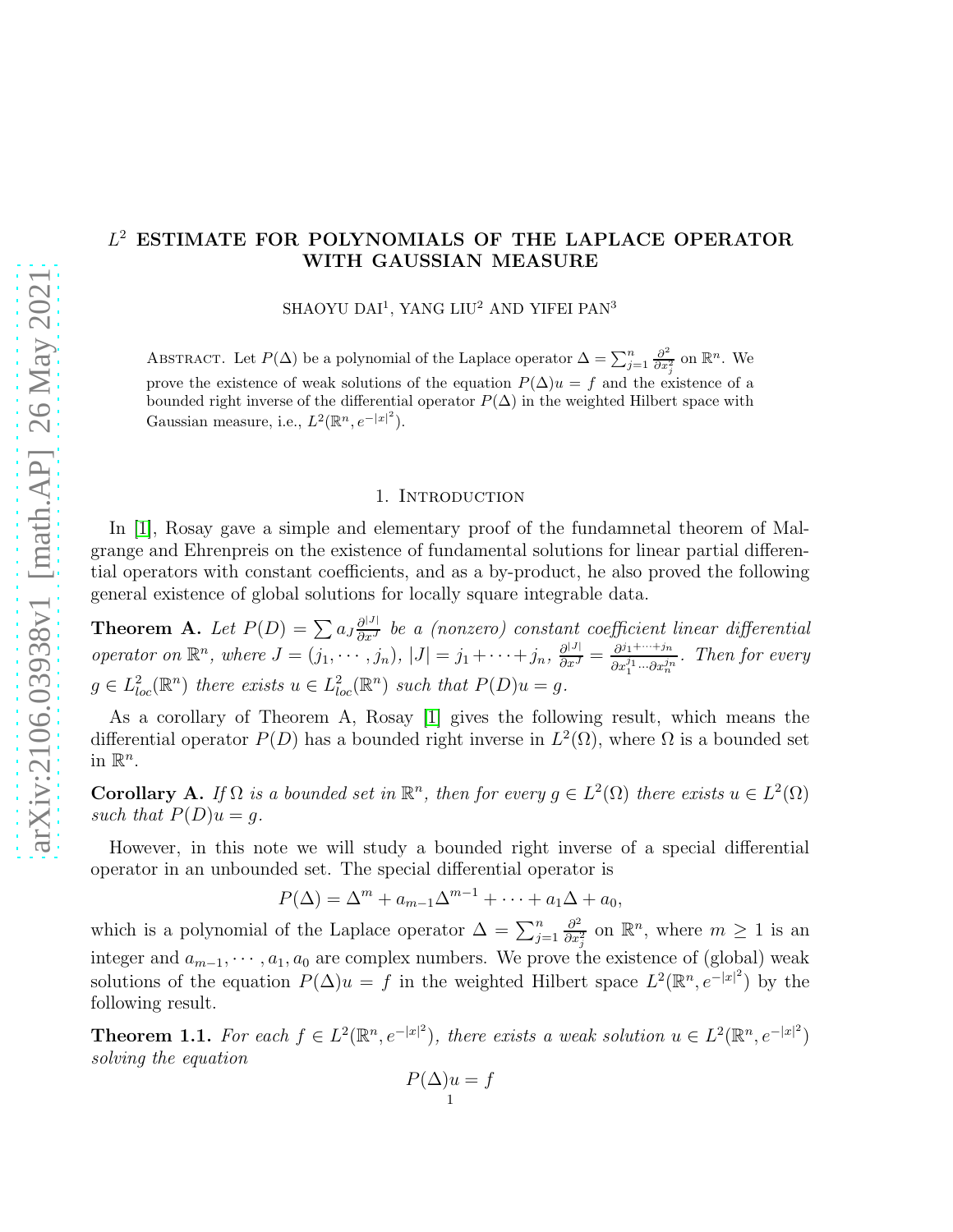# $L^2$ ESTIMATE FOR POLYNOMIALS OF THE LAPLACE OPERATOR WITH GAUSSIAN MEASURE

SHAOYU DAI[1], YANG LIU[2] AND YIFEI PAN[3]

Abstract. Let $P(\Delta)$ be a polynomial of the Laplace operator $\Delta = \sum_{j=1}^n \frac{\partial^2}{\partial x_j^2}$ on $\mathbb{R}^n$. We prove the existence of weak solutions of the equation $P(\Delta)u = f$ and the existence of a bounded right inverse of the differential operator $P(\Delta)$ in the weighted Hilbert space with Gaussian measure, i.e., $L^2(\mathbb{R}^n, e^{-|x|^2})$.

## 1. Introduction

In [1], Rosay gave a simple and elementary proof of the fundamnetal theorem of Malgrange and Ehrenpreis on the existence of fundamental solutions for linear partial differential operators with constant coefficients, and as a by-product, he also proved the following general existence of global solutions for locally square integrable data.

**Theorem A.** *Let $P(D) = \sum a_J \frac{\partial^{|J|}}{\partial x^J}$ be a (nonzero) constant coefficient linear differential operator on $\mathbb{R}^n$, where $J = (j_1, \cdots, j_n)$, $|J| = j_1 + \cdots + j_n$, $\frac{\partial^{|J|}}{\partial x^J} = \frac{\partial^{j_1+\cdots+j_n}}{\partial x_1^{j_1} \cdots \partial x_n^{j_n}}$. Then for every $g \in L^2_{loc}(\mathbb{R}^n)$ there exists $u \in L^2_{loc}(\mathbb{R}^n)$ such that $P(D)u = g$.*

As a corollary of Theorem A, Rosay [1] gives the following result, which means the differential operator $P(D)$ has a bounded right inverse in $L^2(\Omega)$, where $\Omega$ is a bounded set in $\mathbb{R}^n$.

**Corollary A.** *If $\Omega$ is a bounded set in $\mathbb{R}^n$, then for every $g \in L^2(\Omega)$ there exists $u \in L^2(\Omega)$ such that $P(D)u = g$.*

However, in this note we will study a bounded right inverse of a special differential operator in an unbounded set. The special differential operator is

$$P(\Delta) = \Delta^m + a_{m-1}\Delta^{m-1} + \cdots + a_1\Delta + a_0,$$

which is a polynomial of the Laplace operator $\Delta = \sum_{j=1}^n \frac{\partial^2}{\partial x_j^2}$ on $\mathbb{R}^n$, where $m \geq 1$ is an integer and $a_{m-1}, \cdots, a_1, a_0$ are complex numbers. We prove the existence of (global) weak solutions of the equation $P(\Delta)u = f$ in the weighted Hilbert space $L^2(\mathbb{R}^n, e^{-|x|^2})$ by the following result.

**Theorem 1.1.** *For each $f \in L^2(\mathbb{R}^n, e^{-|x|^2})$, there exists a weak solution $u \in L^2(\mathbb{R}^n, e^{-|x|^2})$ solving the equation*

$$P(\Delta)u = f$$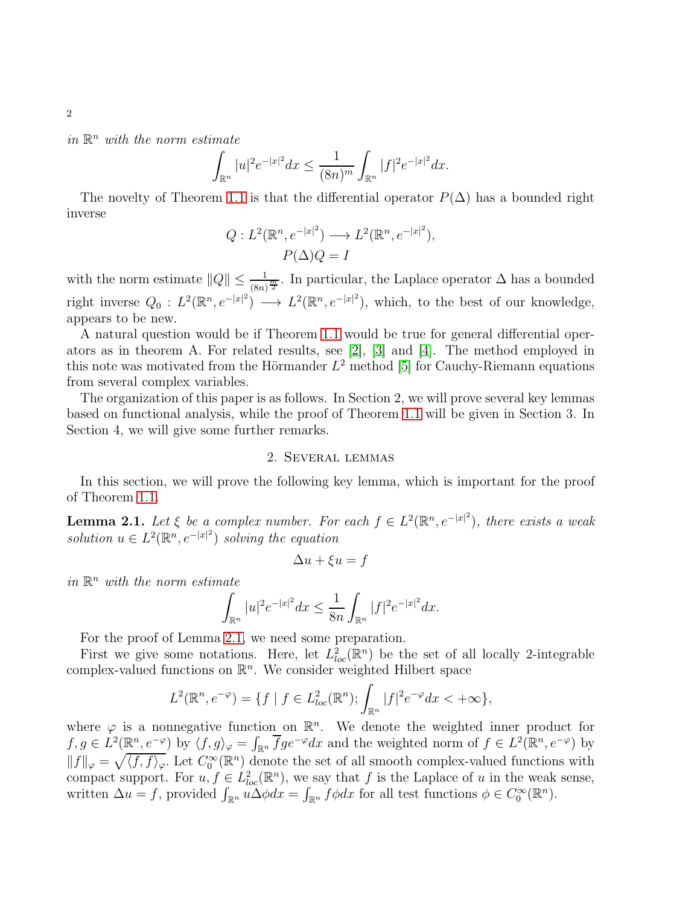*in* $\mathbb{R}^n$ *with the norm estimate*

$$\int_{\mathbb{R}^n} |u|^2 e^{-|x|^2} dx \leq \frac{1}{(8n)^m} \int_{\mathbb{R}^n} |f|^2 e^{-|x|^2} dx.$$

The novelty of Theorem 1.1 is that the differential operator $P(\Delta)$ has a bounded right inverse

$$Q : L^2(\mathbb{R}^n, e^{-|x|^2}) \longrightarrow L^2(\mathbb{R}^n, e^{-|x|^2}),$$
$$P(\Delta)Q = I$$

with the norm estimate $\|Q\| \leq \frac{1}{(8n)^{\frac{m}{2}}}$. In particular, the Laplace operator $\Delta$ has a bounded right inverse $Q_0 : L^2(\mathbb{R}^n, e^{-|x|^2}) \longrightarrow L^2(\mathbb{R}^n, e^{-|x|^2})$, which, to the best of our knowledge, appears to be new.

A natural question would be if Theorem 1.1 would be true for general differential operators as in theorem A. For related results, see [2], [3] and [4]. The method employed in this note was motivated from the Hörmander $L^2$ method [5] for Cauchy-Riemann equations from several complex variables.

The organization of this paper is as follows. In Section 2, we will prove several key lemmas based on functional analysis, while the proof of Theorem 1.1 will be given in Section 3. In Section 4, we will give some further remarks.

## 2. Several lemmas

In this section, we will prove the following key lemma, which is important for the proof of Theorem 1.1.

**Lemma 2.1.** *Let* $\xi$ *be a complex number. For each* $f \in L^2(\mathbb{R}^n, e^{-|x|^2})$*, there exists a weak solution* $u \in L^2(\mathbb{R}^n, e^{-|x|^2})$ *solving the equation*

$$\Delta u + \xi u = f$$

*in* $\mathbb{R}^n$ *with the norm estimate*

$$\int_{\mathbb{R}^n} |u|^2 e^{-|x|^2} dx \leq \frac{1}{8n} \int_{\mathbb{R}^n} |f|^2 e^{-|x|^2} dx.$$

For the proof of Lemma 2.1, we need some preparation.

First we give some notations. Here, let $L^2_{loc}(\mathbb{R}^n)$ be the set of all locally 2-integrable complex-valued functions on $\mathbb{R}^n$. We consider weighted Hilbert space

$$L^2(\mathbb{R}^n, e^{-\varphi}) = \{f \mid f \in L^2_{loc}(\mathbb{R}^n); \int_{\mathbb{R}^n} |f|^2 e^{-\varphi} dx < +\infty\},$$

where $\varphi$ is a nonnegative function on $\mathbb{R}^n$. We denote the weighted inner product for $f, g \in L^2(\mathbb{R}^n, e^{-\varphi})$ by $\langle f, g \rangle_\varphi = \int_{\mathbb{R}^n} \overline{f} g e^{-\varphi} dx$ and the weighted norm of $f \in L^2(\mathbb{R}^n, e^{-\varphi})$ by $\|f\|_\varphi = \sqrt{\langle f, f \rangle_\varphi}$. Let $C_0^\infty(\mathbb{R}^n)$ denote the set of all smooth complex-valued functions with compact support. For $u, f \in L^2_{loc}(\mathbb{R}^n)$, we say that $f$ is the Laplace of $u$ in the weak sense, written $\Delta u = f$, provided $\int_{\mathbb{R}^n} u \Delta \phi dx = \int_{\mathbb{R}^n} f \phi dx$ for all test functions $\phi \in C_0^\infty(\mathbb{R}^n)$.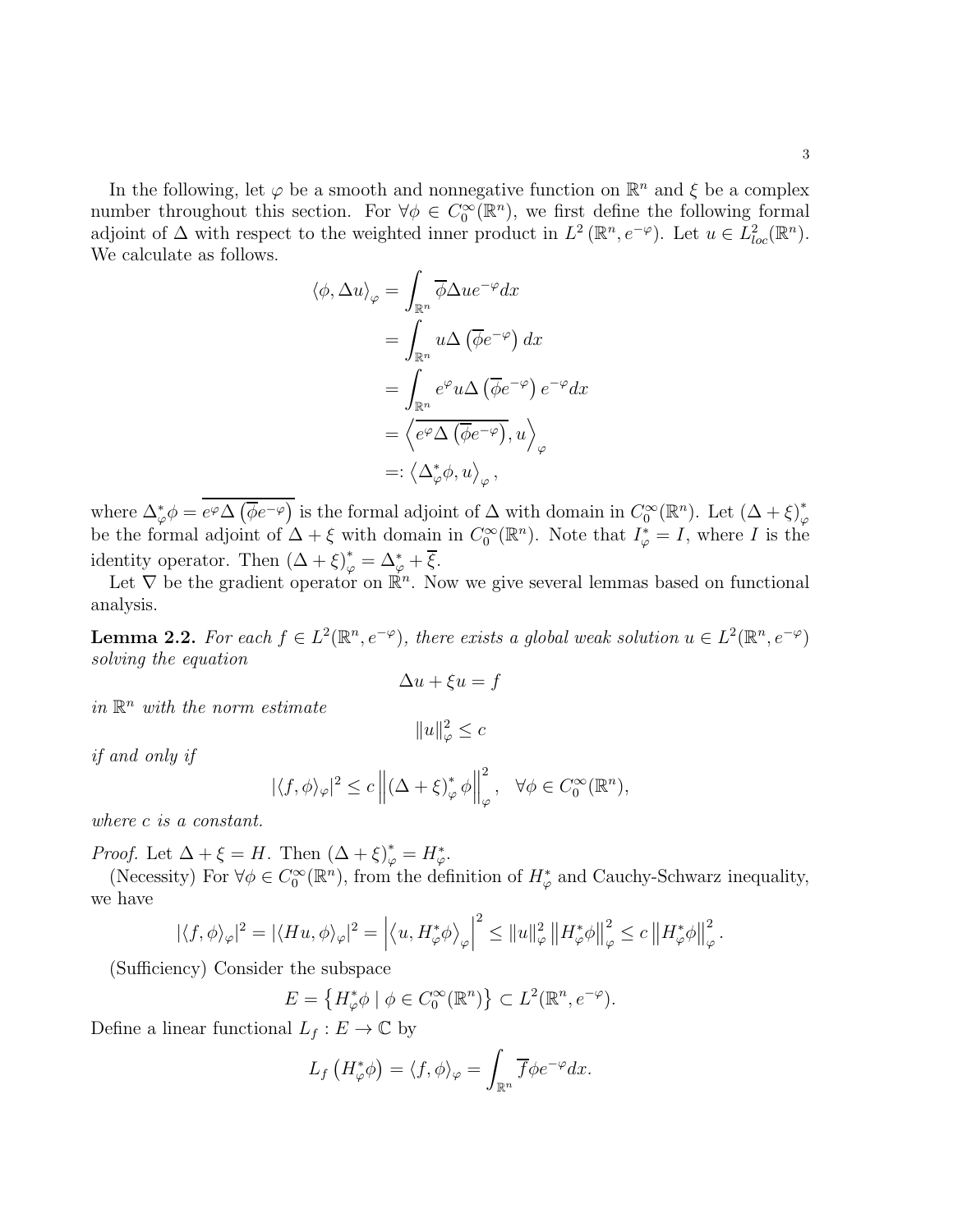In the following, let $\varphi$ be a smooth and nonnegative function on $\mathbb{R}^n$ and $\xi$ be a complex number throughout this section. For $\forall \phi \in C_0^\infty(\mathbb{R}^n)$, we first define the following formal adjoint of $\Delta$ with respect to the weighted inner product in $L^2(\mathbb{R}^n, e^{-\varphi})$. Let $u \in L^2_{loc}(\mathbb{R}^n)$. We calculate as follows.

$$
\begin{aligned}
\langle \phi, \Delta u \rangle_\varphi &= \int_{\mathbb{R}^n} \overline{\phi} \Delta u e^{-\varphi} dx \\
&= \int_{\mathbb{R}^n} u \Delta \left( \overline{\phi} e^{-\varphi} \right) dx \\
&= \int_{\mathbb{R}^n} e^{\varphi} u \Delta \left( \overline{\phi} e^{-\varphi} \right) e^{-\varphi} dx \\
&= \left\langle \overline{e^{\varphi} \Delta \left( \overline{\phi} e^{-\varphi} \right)}, u \right\rangle_\varphi \\
&=: \left\langle \Delta_\varphi^* \phi, u \right\rangle_\varphi ,
\end{aligned}
$$

where $\Delta_\varphi^* \phi = \overline{e^{\varphi} \Delta \left( \overline{\phi} e^{-\varphi} \right)}$ is the formal adjoint of $\Delta$ with domain in $C_0^\infty(\mathbb{R}^n)$. Let $(\Delta + \xi)_\varphi^*$ be the formal adjoint of $\Delta + \xi$ with domain in $C_0^\infty(\mathbb{R}^n)$. Note that $I_\varphi^* = I$, where $I$ is the identity operator. Then $(\Delta + \xi)_\varphi^* = \Delta_\varphi^* + \overline{\xi}$.

Let $\nabla$ be the gradient operator on $\mathbb{R}^n$. Now we give several lemmas based on functional analysis.

**Lemma 2.2.** *For each $f \in L^2(\mathbb{R}^n, e^{-\varphi})$, there exists a global weak solution $u \in L^2(\mathbb{R}^n, e^{-\varphi})$ solving the equation*

$$
\Delta u + \xi u = f
$$

*in $\mathbb{R}^n$ with the norm estimate*

$$
\|u\|_\varphi^2 \leq c
$$

*if and only if*

$$
|\langle f, \phi \rangle_\varphi|^2 \leq c \left\| (\Delta + \xi)_\varphi^* \phi \right\|_\varphi^2, \quad \forall \phi \in C_0^\infty(\mathbb{R}^n),
$$

*where $c$ is a constant.*

*Proof.* Let $\Delta + \xi = H$. Then $(\Delta + \xi)_\varphi^* = H_\varphi^*$.

(Necessity) For $\forall \phi \in C_0^\infty(\mathbb{R}^n)$, from the definition of $H_\varphi^*$ and Cauchy-Schwarz inequality, we have

$$
|\langle f, \phi \rangle_\varphi|^2 = |\langle Hu, \phi \rangle_\varphi|^2 = \left| \left\langle u, H_\varphi^* \phi \right\rangle_\varphi \right|^2 \leq \|u\|_\varphi^2 \left\| H_\varphi^* \phi \right\|_\varphi^2 \leq c \left\| H_\varphi^* \phi \right\|_\varphi^2 .
$$

(Sufficiency) Consider the subspace

$$
E = \left\{ H_\varphi^* \phi \mid \phi \in C_0^\infty(\mathbb{R}^n) \right\} \subset L^2(\mathbb{R}^n, e^{-\varphi}).
$$

Define a linear functional $L_f : E \to \mathbb{C}$ by

$$
L_f \left( H_\varphi^* \phi \right) = \langle f, \phi \rangle_\varphi = \int_{\mathbb{R}^n} \overline{f} \phi e^{-\varphi} dx.
$$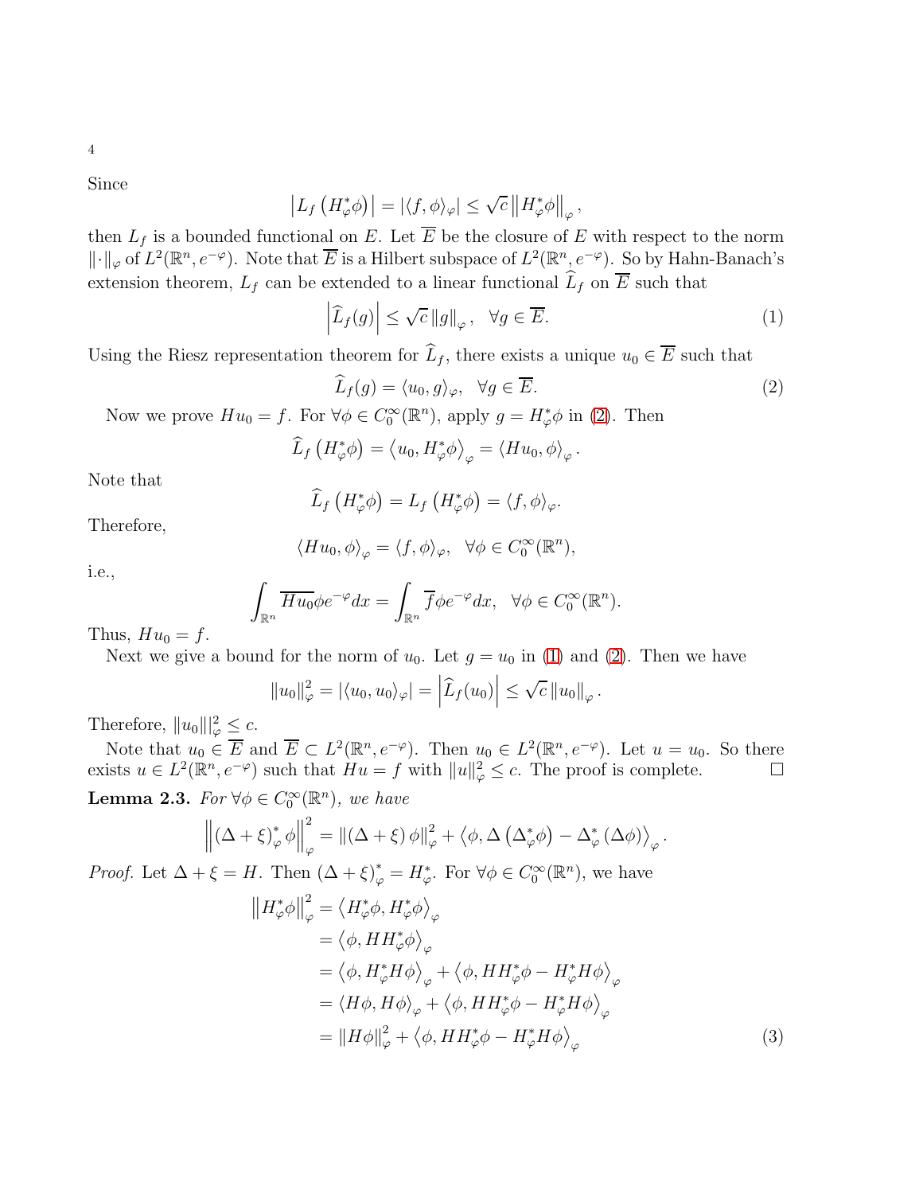Since

$$\left|L_f\left(H_\varphi^*\phi\right)\right| = |\langle f, \phi\rangle_\varphi| \leq \sqrt{c}\left\|H_\varphi^*\phi\right\|_\varphi,$$

then $L_f$ is a bounded functional on $E$. Let $\overline{E}$ be the closure of $E$ with respect to the norm $\|\cdot\|_\varphi$ of $L^2(\mathbb{R}^n, e^{-\varphi})$. Note that $\overline{E}$ is a Hilbert subspace of $L^2(\mathbb{R}^n, e^{-\varphi})$. So by Hahn-Banach's extension theorem, $L_f$ can be extended to a linear functional $\widehat{L}_f$ on $\overline{E}$ such that

$$\left|\widehat{L}_f(g)\right| \leq \sqrt{c}\,\|g\|_\varphi, \quad \forall g \in \overline{E}. \tag{1}$$

Using the Riesz representation theorem for $\widehat{L}_f$, there exists a unique $u_0 \in \overline{E}$ such that

$$\widehat{L}_f(g) = \langle u_0, g\rangle_\varphi, \quad \forall g \in \overline{E}. \tag{2}$$

Now we prove $Hu_0 = f$. For $\forall \phi \in C_0^\infty(\mathbb{R}^n)$, apply $g = H_\varphi^*\phi$ in (2). Then

$$\widehat{L}_f\left(H_\varphi^*\phi\right) = \left\langle u_0, H_\varphi^*\phi\right\rangle_\varphi = \langle Hu_0, \phi\rangle_\varphi.$$

Note that

$$\widehat{L}_f\left(H_\varphi^*\phi\right) = L_f\left(H_\varphi^*\phi\right) = \langle f, \phi\rangle_\varphi.$$

Therefore,

$$\langle Hu_0, \phi\rangle_\varphi = \langle f, \phi\rangle_\varphi, \quad \forall \phi \in C_0^\infty(\mathbb{R}^n),$$

i.e.,

$$\int_{\mathbb{R}^n} \overline{Hu_0}\phi e^{-\varphi}dx = \int_{\mathbb{R}^n} \overline{f}\phi e^{-\varphi}dx, \quad \forall \phi \in C_0^\infty(\mathbb{R}^n).$$

Thus, $Hu_0 = f$.

Next we give a bound for the norm of $u_0$. Let $g = u_0$ in (1) and (2). Then we have

$$\|u_0\|_\varphi^2 = |\langle u_0, u_0\rangle_\varphi| = \left|\widehat{L}_f(u_0)\right| \leq \sqrt{c}\,\|u_0\|_\varphi.$$

Therefore, $\|u_0\|\|_\varphi^2 \leq c$.

Note that $u_0 \in \overline{E}$ and $\overline{E} \subset L^2(\mathbb{R}^n, e^{-\varphi})$. Then $u_0 \in L^2(\mathbb{R}^n, e^{-\varphi})$. Let $u = u_0$. So there exists $u \in L^2(\mathbb{R}^n, e^{-\varphi})$ such that $Hu = f$ with $\|u\|_\varphi^2 \leq c$. The proof is complete. □

**Lemma 2.3.** *For $\forall \phi \in C_0^\infty(\mathbb{R}^n)$, we have*

$$\left\|(\Delta+\xi)_\varphi^*\,\phi\right\|_\varphi^2 = \|(\Delta+\xi)\,\phi\|_\varphi^2 + \left\langle \phi, \Delta\left(\Delta_\varphi^*\phi\right) - \Delta_\varphi^*\left(\Delta\phi\right)\right\rangle_\varphi.$$

*Proof.* Let $\Delta + \xi = H$. Then $(\Delta+\xi)_\varphi^* = H_\varphi^*$. For $\forall \phi \in C_0^\infty(\mathbb{R}^n)$, we have

$$\begin{aligned}
\left\|H_\varphi^*\phi\right\|_\varphi^2 &= \left\langle H_\varphi^*\phi, H_\varphi^*\phi\right\rangle_\varphi \\
&= \left\langle \phi, HH_\varphi^*\phi\right\rangle_\varphi \\
&= \left\langle \phi, H_\varphi^*H\phi\right\rangle_\varphi + \left\langle \phi, HH_\varphi^*\phi - H_\varphi^*H\phi\right\rangle_\varphi \\
&= \langle H\phi, H\phi\rangle_\varphi + \left\langle \phi, HH_\varphi^*\phi - H_\varphi^*H\phi\right\rangle_\varphi \\
&= \|H\phi\|_\varphi^2 + \left\langle \phi, HH_\varphi^*\phi - H_\varphi^*H\phi\right\rangle_\varphi
\end{aligned} \tag{3}$$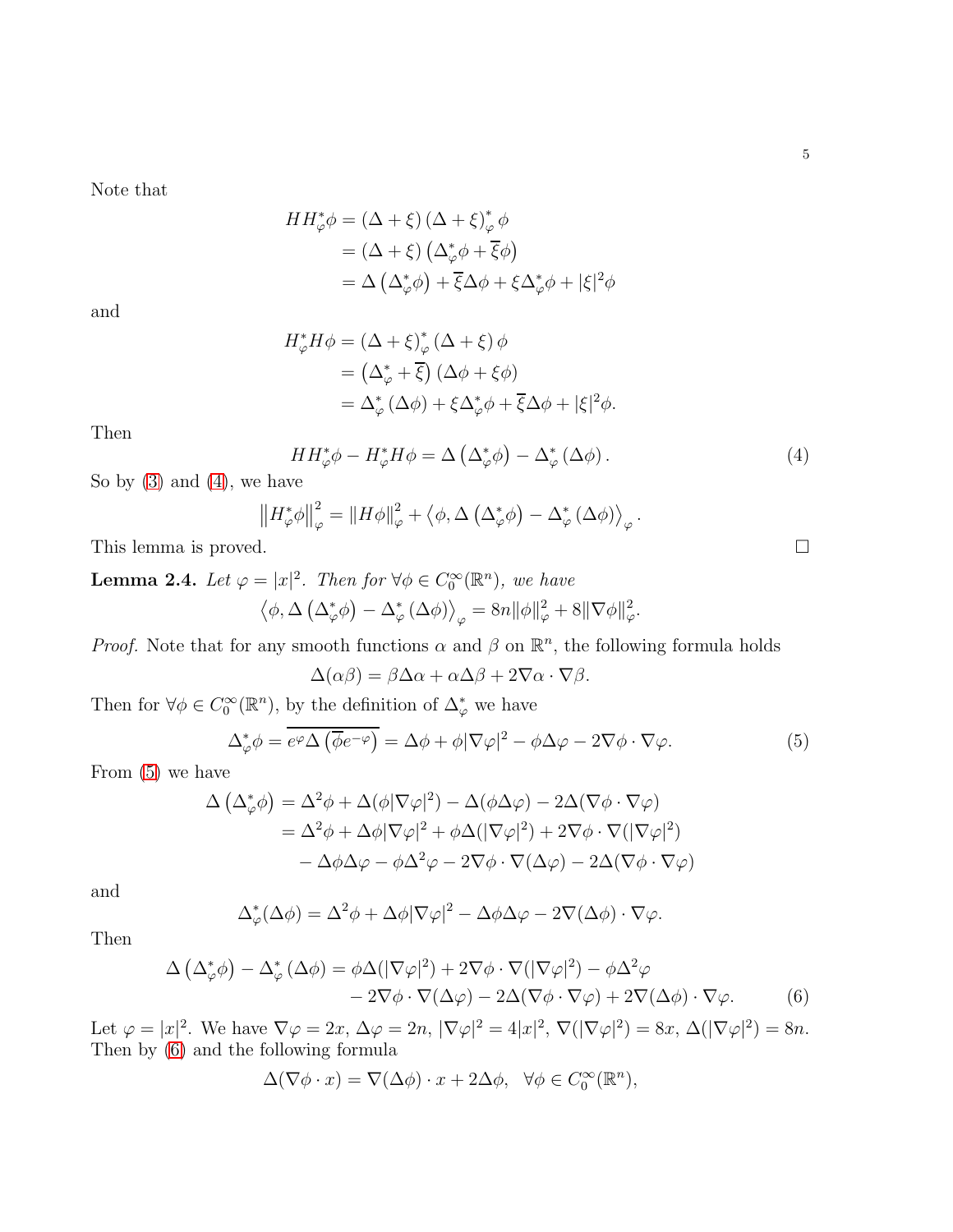Note that

$$
\begin{aligned}
HH_\varphi^*\phi &= (\Delta+\xi)(\Delta+\xi)_\varphi^*\phi \\
&= (\Delta+\xi)\left(\Delta_\varphi^*\phi+\overline{\xi}\phi\right) \\
&= \Delta\left(\Delta_\varphi^*\phi\right)+\overline{\xi}\Delta\phi+\xi\Delta_\varphi^*\phi+|\xi|^2\phi
\end{aligned}
$$

and

$$
\begin{aligned}
H_\varphi^*H\phi &= (\Delta+\xi)_\varphi^*(\Delta+\xi)\phi \\
&= \left(\Delta_\varphi^*+\overline{\xi}\right)(\Delta\phi+\xi\phi) \\
&= \Delta_\varphi^*(\Delta\phi)+\xi\Delta_\varphi^*\phi+\overline{\xi}\Delta\phi+|\xi|^2\phi.
\end{aligned}
$$

Then

$$
HH_\varphi^*\phi-H_\varphi^*H\phi=\Delta\left(\Delta_\varphi^*\phi\right)-\Delta_\varphi^*(\Delta\phi). \tag{4}
$$

So by (3) and (4), we have

$$
\left\|H_\varphi^*\phi\right\|_\varphi^2=\|H\phi\|_\varphi^2+\left\langle\phi,\Delta\left(\Delta_\varphi^*\phi\right)-\Delta_\varphi^*(\Delta\phi)\right\rangle_\varphi.
$$

This lemma is proved. $\square$

**Lemma 2.4.** *Let $\varphi=|x|^2$. Then for $\forall\phi\in C_0^\infty(\mathbb{R}^n)$, we have*

$$
\left\langle\phi,\Delta\left(\Delta_\varphi^*\phi\right)-\Delta_\varphi^*(\Delta\phi)\right\rangle_\varphi=8n\|\phi\|_\varphi^2+8\|\nabla\phi\|_\varphi^2.
$$

*Proof.* Note that for any smooth functions $\alpha$ and $\beta$ on $\mathbb{R}^n$, the following formula holds

$$
\Delta(\alpha\beta)=\beta\Delta\alpha+\alpha\Delta\beta+2\nabla\alpha\cdot\nabla\beta.
$$

Then for $\forall\phi\in C_0^\infty(\mathbb{R}^n)$, by the definition of $\Delta_\varphi^*$ we have

$$
\Delta_\varphi^*\phi=\overline{e^\varphi\Delta\left(\overline{\phi}e^{-\varphi}\right)}=\Delta\phi+\phi|\nabla\varphi|^2-\phi\Delta\varphi-2\nabla\phi\cdot\nabla\varphi. \tag{5}
$$

From (5) we have

$$
\begin{aligned}
\Delta\left(\Delta_\varphi^*\phi\right) &= \Delta^2\phi+\Delta(\phi|\nabla\varphi|^2)-\Delta(\phi\Delta\varphi)-2\Delta(\nabla\phi\cdot\nabla\varphi) \\
&= \Delta^2\phi+\Delta\phi|\nabla\varphi|^2+\phi\Delta(|\nabla\varphi|^2)+2\nabla\phi\cdot\nabla(|\nabla\varphi|^2) \\
&\quad -\Delta\phi\Delta\varphi-\phi\Delta^2\varphi-2\nabla\phi\cdot\nabla(\Delta\varphi)-2\Delta(\nabla\phi\cdot\nabla\varphi)
\end{aligned}
$$

and

$$
\Delta_\varphi^*(\Delta\phi)=\Delta^2\phi+\Delta\phi|\nabla\varphi|^2-\Delta\phi\Delta\varphi-2\nabla(\Delta\phi)\cdot\nabla\varphi.
$$

Then

$$
\begin{aligned}
\Delta\left(\Delta_\varphi^*\phi\right)-\Delta_\varphi^*(\Delta\phi) &= \phi\Delta(|\nabla\varphi|^2)+2\nabla\phi\cdot\nabla(|\nabla\varphi|^2)-\phi\Delta^2\varphi \\
&\quad -2\nabla\phi\cdot\nabla(\Delta\varphi)-2\Delta(\nabla\phi\cdot\nabla\varphi)+2\nabla(\Delta\phi)\cdot\nabla\varphi.
\end{aligned} \tag{6}
$$

Let $\varphi=|x|^2$. We have $\nabla\varphi=2x$, $\Delta\varphi=2n$, $|\nabla\varphi|^2=4|x|^2$, $\nabla(|\nabla\varphi|^2)=8x$, $\Delta(|\nabla\varphi|^2)=8n$. Then by (6) and the following formula

$$
\Delta(\nabla\phi\cdot x)=\nabla(\Delta\phi)\cdot x+2\Delta\phi,\quad \forall\phi\in C_0^\infty(\mathbb{R}^n),
$$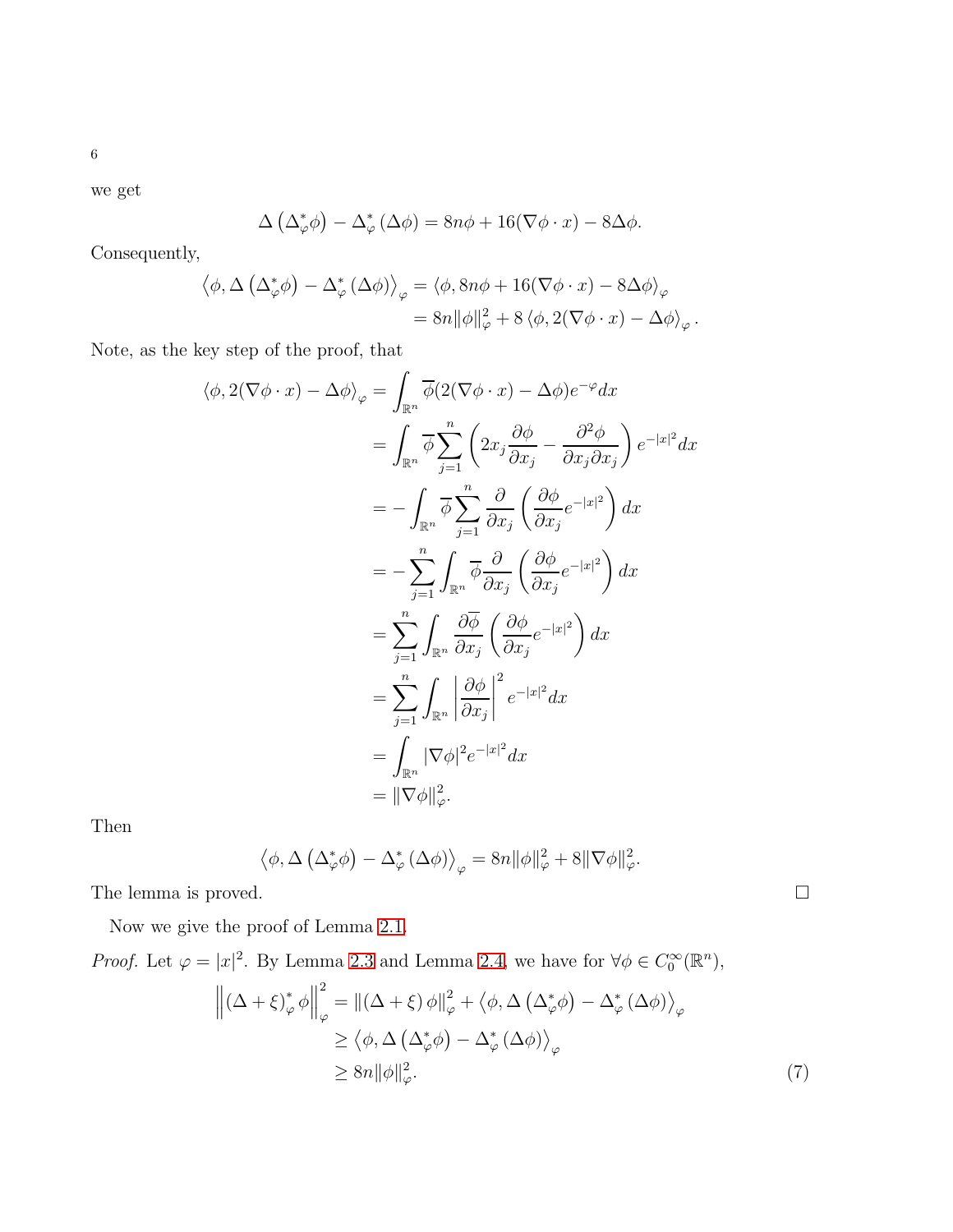we get

$$\Delta\left(\Delta_\varphi^* \phi\right) - \Delta_\varphi^*\left(\Delta \phi\right) = 8n\phi + 16(\nabla\phi \cdot x) - 8\Delta\phi.$$

Consequently,

$$\begin{aligned}
\left\langle \phi, \Delta\left(\Delta_\varphi^* \phi\right) - \Delta_\varphi^*\left(\Delta \phi\right)\right\rangle_\varphi &= \langle \phi, 8n\phi + 16(\nabla\phi \cdot x) - 8\Delta\phi\rangle_\varphi \\
&= 8n\|\phi\|_\varphi^2 + 8\left\langle \phi, 2(\nabla\phi \cdot x) - \Delta\phi\right\rangle_\varphi .
\end{aligned}$$

Note, as the key step of the proof, that

$$\begin{aligned}
\langle \phi, 2(\nabla\phi \cdot x) - \Delta\phi\rangle_\varphi &= \int_{\mathbb{R}^n} \overline{\phi}(2(\nabla\phi \cdot x) - \Delta\phi)e^{-\varphi}dx \\
&= \int_{\mathbb{R}^n} \overline{\phi} \sum_{j=1}^n \left(2x_j \frac{\partial \phi}{\partial x_j} - \frac{\partial^2 \phi}{\partial x_j \partial x_j}\right) e^{-|x|^2} dx \\
&= -\int_{\mathbb{R}^n} \overline{\phi} \sum_{j=1}^n \frac{\partial}{\partial x_j}\left(\frac{\partial \phi}{\partial x_j} e^{-|x|^2}\right) dx \\
&= -\sum_{j=1}^n \int_{\mathbb{R}^n} \overline{\phi} \frac{\partial}{\partial x_j}\left(\frac{\partial \phi}{\partial x_j} e^{-|x|^2}\right) dx \\
&= \sum_{j=1}^n \int_{\mathbb{R}^n} \frac{\partial \overline{\phi}}{\partial x_j}\left(\frac{\partial \phi}{\partial x_j} e^{-|x|^2}\right) dx \\
&= \sum_{j=1}^n \int_{\mathbb{R}^n} \left|\frac{\partial \phi}{\partial x_j}\right|^2 e^{-|x|^2} dx \\
&= \int_{\mathbb{R}^n} |\nabla\phi|^2 e^{-|x|^2} dx \\
&= \|\nabla\phi\|_\varphi^2.
\end{aligned}$$

Then

$$\left\langle \phi, \Delta\left(\Delta_\varphi^* \phi\right) - \Delta_\varphi^*\left(\Delta \phi\right)\right\rangle_\varphi = 8n\|\phi\|_\varphi^2 + 8\|\nabla\phi\|_\varphi^2.$$

The lemma is proved. □

Now we give the proof of Lemma 2.1.

*Proof.* Let $\varphi = |x|^2$. By Lemma 2.3 and Lemma 2.4, we have for $\forall \phi \in C_0^\infty(\mathbb{R}^n)$,

$$\begin{aligned}
\left\|(\Delta + \xi)_\varphi^* \phi\right\|_\varphi^2 &= \|(\Delta + \xi)\phi\|_\varphi^2 + \left\langle \phi, \Delta\left(\Delta_\varphi^* \phi\right) - \Delta_\varphi^*\left(\Delta \phi\right)\right\rangle_\varphi \\
&\geq \left\langle \phi, \Delta\left(\Delta_\varphi^* \phi\right) - \Delta_\varphi^*\left(\Delta \phi\right)\right\rangle_\varphi \\
&\geq 8n\|\phi\|_\varphi^2.
\end{aligned} \tag{7}$$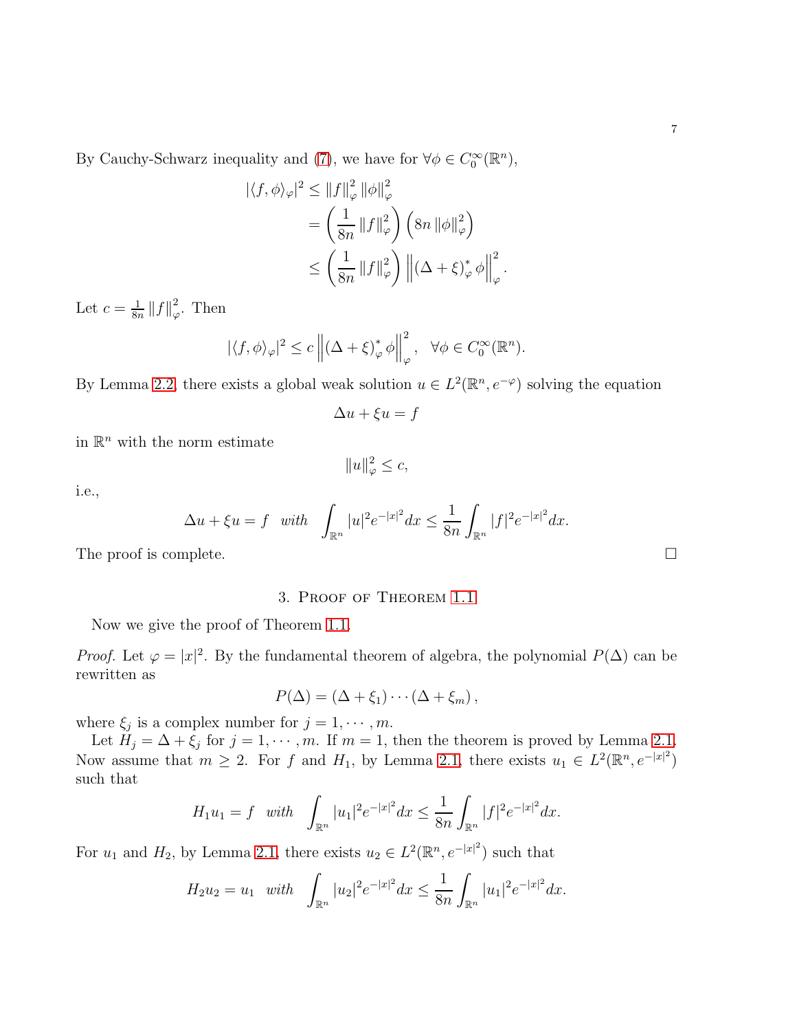By Cauchy-Schwarz inequality and (7), we have for $\forall \phi \in C_0^\infty(\mathbb{R}^n)$,

$$
\begin{aligned}
|\langle f, \phi \rangle_\varphi|^2 &\le \|f\|_\varphi^2 \|\phi\|_\varphi^2 \\
&= \left( \frac{1}{8n} \|f\|_\varphi^2 \right) \left( 8n \|\phi\|_\varphi^2 \right) \\
&\le \left( \frac{1}{8n} \|f\|_\varphi^2 \right) \left\| (\Delta + \xi)_\varphi^* \phi \right\|_\varphi^2 .
\end{aligned}
$$

Let $c = \frac{1}{8n} \|f\|_\varphi^2$. Then

$$
|\langle f, \phi \rangle_\varphi|^2 \le c \left\| (\Delta + \xi)_\varphi^* \phi \right\|_\varphi^2, \quad \forall \phi \in C_0^\infty(\mathbb{R}^n).
$$

By Lemma 2.2, there exists a global weak solution $u \in L^2(\mathbb{R}^n, e^{-\varphi})$ solving the equation

$$
\Delta u + \xi u = f
$$

in $\mathbb{R}^n$ with the norm estimate

$$
\|u\|_\varphi^2 \le c,
$$

i.e.,

$$
\Delta u + \xi u = f \quad \textit{with} \quad \int_{\mathbb{R}^n} |u|^2 e^{-|x|^2} dx \le \frac{1}{8n} \int_{\mathbb{R}^n} |f|^2 e^{-|x|^2} dx.
$$

The proof is complete. $\square$

## 3. Proof of Theorem 1.1

Now we give the proof of Theorem 1.1.

*Proof.* Let $\varphi = |x|^2$. By the fundamental theorem of algebra, the polynomial $P(\Delta)$ can be rewritten as

$$
P(\Delta) = (\Delta + \xi_1) \cdots (\Delta + \xi_m),
$$

where $\xi_j$ is a complex number for $j = 1, \cdots, m$.

Let $H_j = \Delta + \xi_j$ for $j = 1, \cdots, m$. If $m = 1$, then the theorem is proved by Lemma 2.1. Now assume that $m \ge 2$. For $f$ and $H_1$, by Lemma 2.1, there exists $u_1 \in L^2(\mathbb{R}^n, e^{-|x|^2})$ such that

$$
H_1 u_1 = f \quad \textit{with} \quad \int_{\mathbb{R}^n} |u_1|^2 e^{-|x|^2} dx \le \frac{1}{8n} \int_{\mathbb{R}^n} |f|^2 e^{-|x|^2} dx.
$$

For $u_1$ and $H_2$, by Lemma 2.1, there exists $u_2 \in L^2(\mathbb{R}^n, e^{-|x|^2})$ such that

$$
H_2 u_2 = u_1 \quad \textit{with} \quad \int_{\mathbb{R}^n} |u_2|^2 e^{-|x|^2} dx \le \frac{1}{8n} \int_{\mathbb{R}^n} |u_1|^2 e^{-|x|^2} dx.
$$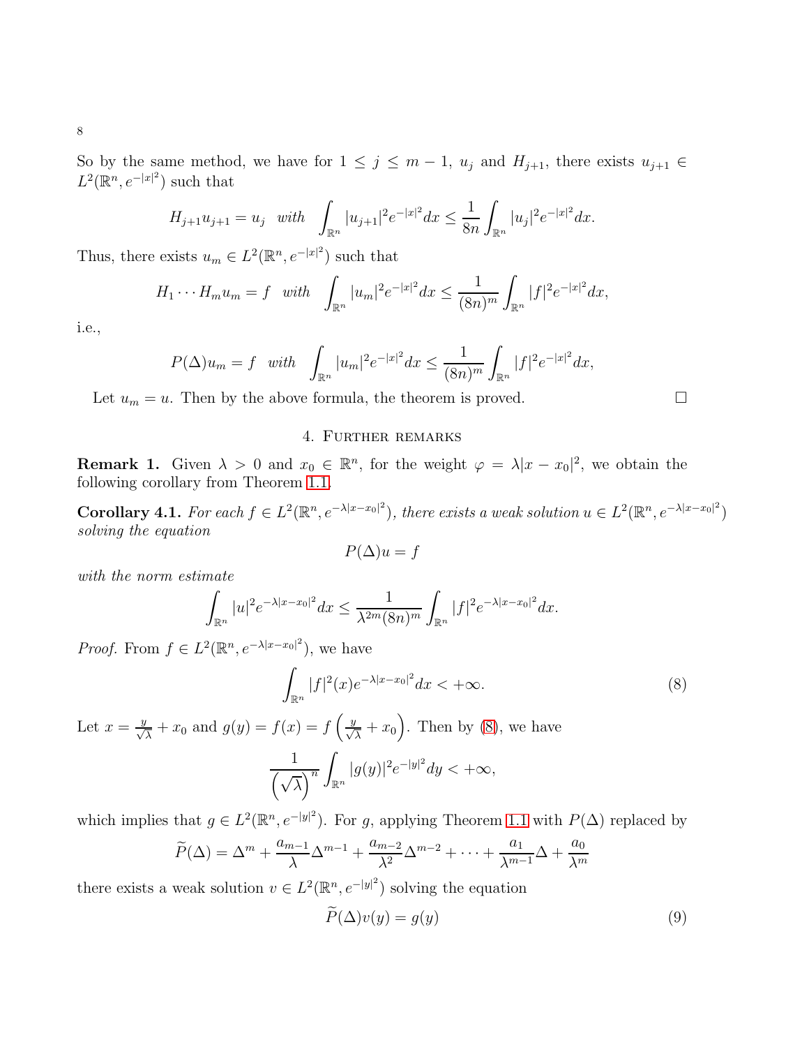So by the same method, we have for $1 \le j \le m-1$, $u_j$ and $H_{j+1}$, there exists $u_{j+1} \in L^2(\mathbb{R}^n, e^{-|x|^2})$ such that

$$H_{j+1}u_{j+1} = u_j \quad \textit{with} \quad \int_{\mathbb{R}^n} |u_{j+1}|^2 e^{-|x|^2} dx \le \frac{1}{8n} \int_{\mathbb{R}^n} |u_j|^2 e^{-|x|^2} dx.$$

Thus, there exists $u_m \in L^2(\mathbb{R}^n, e^{-|x|^2})$ such that

$$H_1 \cdots H_m u_m = f \quad \textit{with} \quad \int_{\mathbb{R}^n} |u_m|^2 e^{-|x|^2} dx \le \frac{1}{(8n)^m} \int_{\mathbb{R}^n} |f|^2 e^{-|x|^2} dx,$$

i.e.,

$$P(\Delta)u_m = f \quad \textit{with} \quad \int_{\mathbb{R}^n} |u_m|^2 e^{-|x|^2} dx \le \frac{1}{(8n)^m} \int_{\mathbb{R}^n} |f|^2 e^{-|x|^2} dx,$$

Let $u_m = u$. Then by the above formula, the theorem is proved. □

## 4. Further remarks

**Remark 1.** Given $\lambda > 0$ and $x_0 \in \mathbb{R}^n$, for the weight $\varphi = \lambda|x - x_0|^2$, we obtain the following corollary from Theorem 1.1.

**Corollary 4.1.** *For each $f \in L^2(\mathbb{R}^n, e^{-\lambda|x-x_0|^2})$, there exists a weak solution $u \in L^2(\mathbb{R}^n, e^{-\lambda|x-x_0|^2})$ solving the equation*

$$P(\Delta)u = f$$

*with the norm estimate*

$$\int_{\mathbb{R}^n} |u|^2 e^{-\lambda|x-x_0|^2} dx \le \frac{1}{\lambda^{2m}(8n)^m} \int_{\mathbb{R}^n} |f|^2 e^{-\lambda|x-x_0|^2} dx.$$

*Proof.* From $f \in L^2(\mathbb{R}^n, e^{-\lambda|x-x_0|^2})$, we have

$$\int_{\mathbb{R}^n} |f|^2(x) e^{-\lambda|x-x_0|^2} dx < +\infty. \tag{8}$$

Let $x = \frac{y}{\sqrt{\lambda}} + x_0$ and $g(y) = f(x) = f\left(\frac{y}{\sqrt{\lambda}} + x_0\right)$. Then by (8), we have

$$\frac{1}{\left(\sqrt{\lambda}\right)^n} \int_{\mathbb{R}^n} |g(y)|^2 e^{-|y|^2} dy < +\infty,$$

which implies that $g \in L^2(\mathbb{R}^n, e^{-|y|^2})$. For $g$, applying Theorem 1.1 with $P(\Delta)$ replaced by

$$\widetilde{P}(\Delta) = \Delta^m + \frac{a_{m-1}}{\lambda}\Delta^{m-1} + \frac{a_{m-2}}{\lambda^2}\Delta^{m-2} + \cdots + \frac{a_1}{\lambda^{m-1}}\Delta + \frac{a_0}{\lambda^m}$$

there exists a weak solution $v \in L^2(\mathbb{R}^n, e^{-|y|^2})$ solving the equation

$$\widetilde{P}(\Delta)v(y) = g(y) \tag{9}$$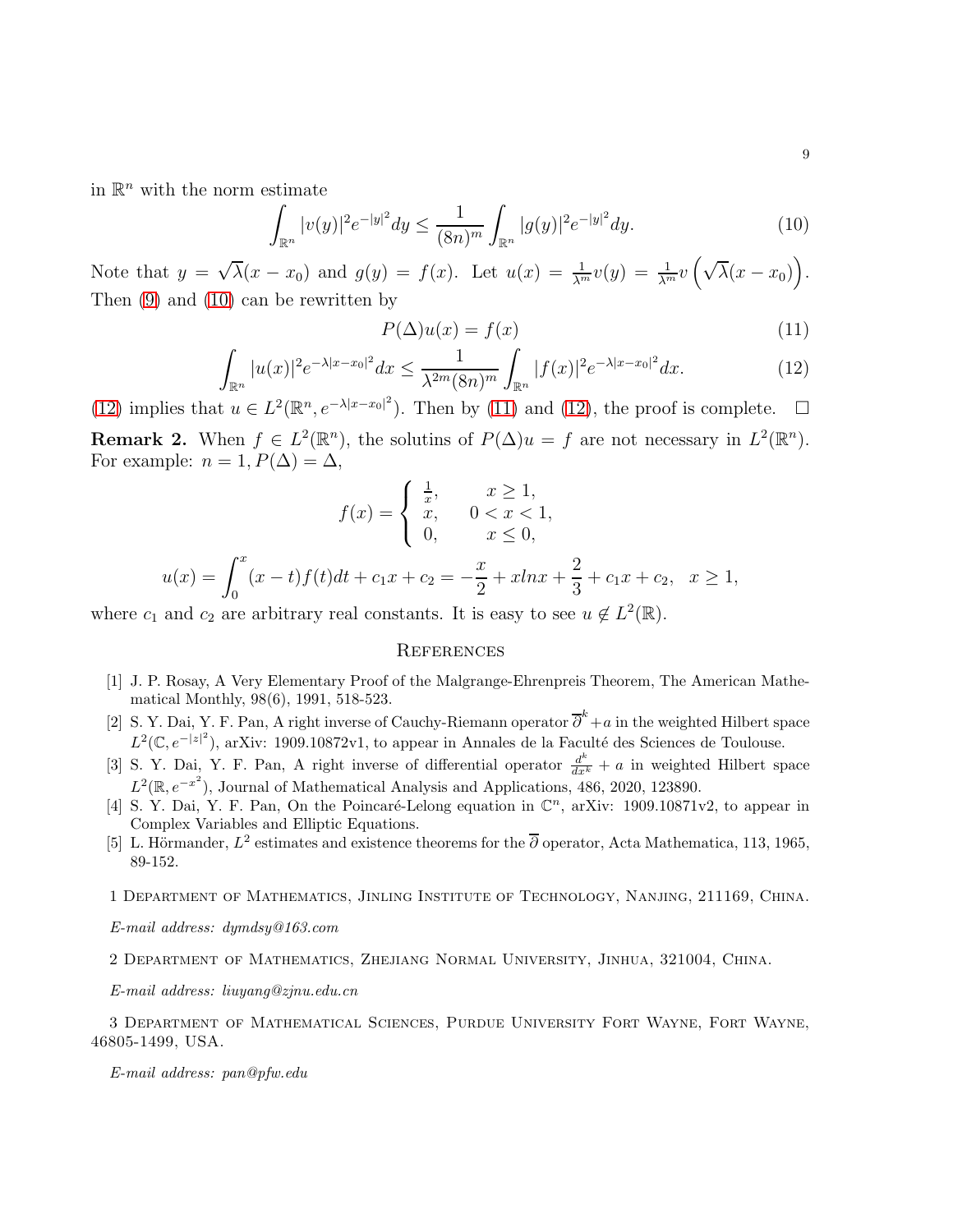in $\mathbb{R}^n$ with the norm estimate

$$\int_{\mathbb{R}^n} |v(y)|^2 e^{-|y|^2} dy \leq \frac{1}{(8n)^m} \int_{\mathbb{R}^n} |g(y)|^2 e^{-|y|^2} dy. \tag{10}$$

Note that $y = \sqrt{\lambda}(x - x_0)$ and $g(y) = f(x)$. Let $u(x) = \frac{1}{\lambda^m} v(y) = \frac{1}{\lambda^m} v\left(\sqrt{\lambda}(x - x_0)\right)$. Then (9) and (10) can be rewritten by

$$P(\Delta)u(x) = f(x) \tag{11}$$

$$\int_{\mathbb{R}^n} |u(x)|^2 e^{-\lambda|x-x_0|^2} dx \leq \frac{1}{\lambda^{2m}(8n)^m} \int_{\mathbb{R}^n} |f(x)|^2 e^{-\lambda|x-x_0|^2} dx. \tag{12}$$

(12) implies that $u \in L^2(\mathbb{R}^n, e^{-\lambda|x-x_0|^2})$. Then by (11) and (12), the proof is complete. $\square$

**Remark 2.** When $f \in L^2(\mathbb{R}^n)$, the solutins of $P(\Delta)u = f$ are not necessary in $L^2(\mathbb{R}^n)$. For example: $n = 1, P(\Delta) = \Delta$,

$$f(x) = \begin{cases} \frac{1}{x}, & x \geq 1, \\ x, & 0 < x < 1, \\ 0, & x \leq 0, \end{cases}$$

$$u(x) = \int_0^x (x - t) f(t) dt + c_1 x + c_2 = -\frac{x}{2} + x \ln x + \frac{2}{3} + c_1 x + c_2, \quad x \geq 1,$$

where $c_1$ and $c_2$ are arbitrary real constants. It is easy to see $u \notin L^2(\mathbb{R})$.

## References

[1] J. P. Rosay, A Very Elementary Proof of the Malgrange-Ehrenpreis Theorem, The American Mathematical Monthly, 98(6), 1991, 518-523.

[2] S. Y. Dai, Y. F. Pan, A right inverse of Cauchy-Riemann operator $\overline{\partial}^k + a$ in the weighted Hilbert space $L^2(\mathbb{C}, e^{-|z|^2})$, arXiv: 1909.10872v1, to appear in Annales de la Faculté des Sciences de Toulouse.

[3] S. Y. Dai, Y. F. Pan, A right inverse of differential operator $\frac{d^k}{dx^k} + a$ in weighted Hilbert space $L^2(\mathbb{R}, e^{-x^2})$, Journal of Mathematical Analysis and Applications, 486, 2020, 123890.

[4] S. Y. Dai, Y. F. Pan, On the Poincaré-Lelong equation in $\mathbb{C}^n$, arXiv: 1909.10871v2, to appear in Complex Variables and Elliptic Equations.

[5] L. Hörmander, $L^2$ estimates and existence theorems for the $\overline{\partial}$ operator, Acta Mathematica, 113, 1965, 89-152.

1 Department of Mathematics, Jinling Institute of Technology, Nanjing, 211169, China.

*E-mail address:* dymdsy@163.com

2 Department of Mathematics, Zhejiang Normal University, Jinhua, 321004, China.

*E-mail address:* liuyang@zjnu.edu.cn

3 Department of Mathematical Sciences, Purdue University Fort Wayne, Fort Wayne, 46805-1499, USA.

*E-mail address:* pan@pfw.edu